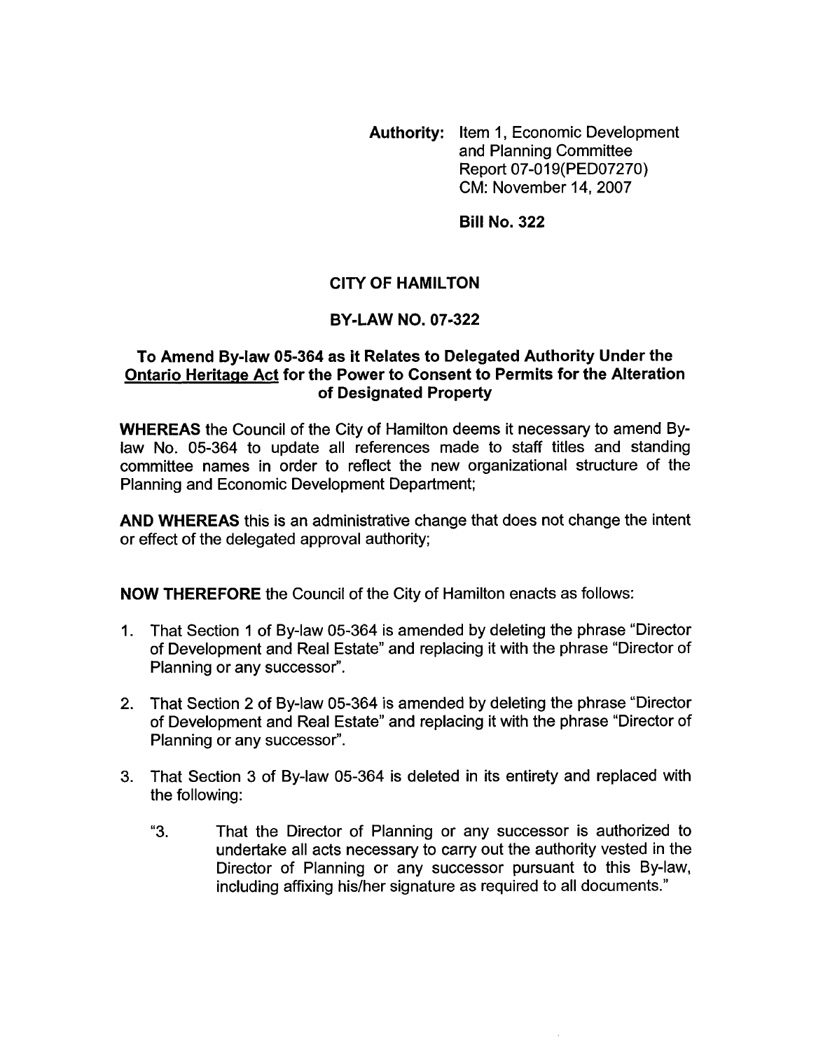**Authority:** Item 1, Economic Development and Planning Committee Report 07-019(PED07270) CM: November 14, 2007

**Bill No. 322**

## CITY OF HAMILTON

## BY-LAW NO. 07-322

### To Amend By-law 05-364 as it Relates to Delegated Authority Under the Ontario Heritage Act for the Power to Consent to Permits for the Alteration of Designated Property

**WHEREAS** the Council of the City of Hamilton deems it necessary to amend By-law No. 05-364 to update all references made to staff titles and standing committee names in order to reflect the new organizational structure of the Planning and Economic Development Department;

**AND WHEREAS** this is an administrative change that does not change the intent or effect of the delegated approval authority;

**NOW THEREFORE** the Council of the City of Hamilton enacts as follows:

1. That Section 1 of By-law 05-364 is amended by deleting the phrase "Director of Development and Real Estate" and replacing it with the phrase "Director of Planning or any successor".
2. That Section 2 of By-law 05-364 is amended by deleting the phrase "Director of Development and Real Estate" and replacing it with the phrase "Director of Planning or any successor".
3. That Section 3 of By-law 05-364 is deleted in its entirety and replaced with the following:

   "3. That the Director of Planning or any successor is authorized to undertake all acts necessary to carry out the authority vested in the Director of Planning or any successor pursuant to this By-law, including affixing his/her signature as required to all documents."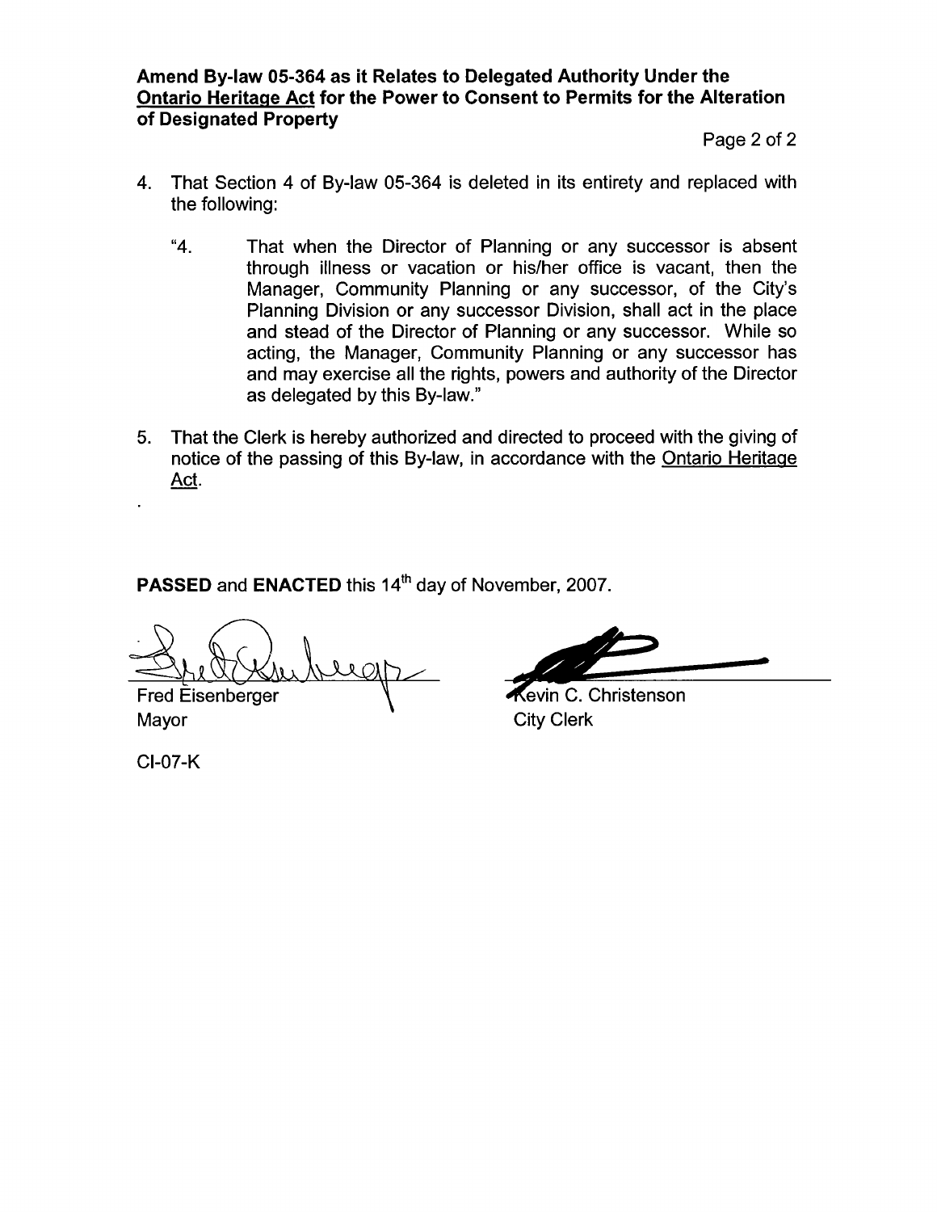**Amend By-law 05-364 as it Relates to Delegated Authority Under the Ontario Heritage Act for the Power to Consent to Permits for the Alteration of Designated Property**

4. That Section 4 of By-law 05-364 is deleted in its entirety and replaced with the following:

   "4. That when the Director of Planning or any successor is absent through illness or vacation or his/her office is vacant, then the Manager, Community Planning or any successor, of the City's Planning Division or any successor Division, shall act in the place and stead of the Director of Planning or any successor. While so acting, the Manager, Community Planning or any successor has and may exercise all the rights, powers and authority of the Director as delegated by this By-law."

5. That the Clerk is hereby authorized and directed to proceed with the giving of notice of the passing of this By-law, in accordance with the Ontario Heritage Act.

**PASSED** and **ENACTED** this 14th day of November, 2007.

Fred Eisenberger
Mayor

Kevin C. Christenson
City Clerk

CI-07-K